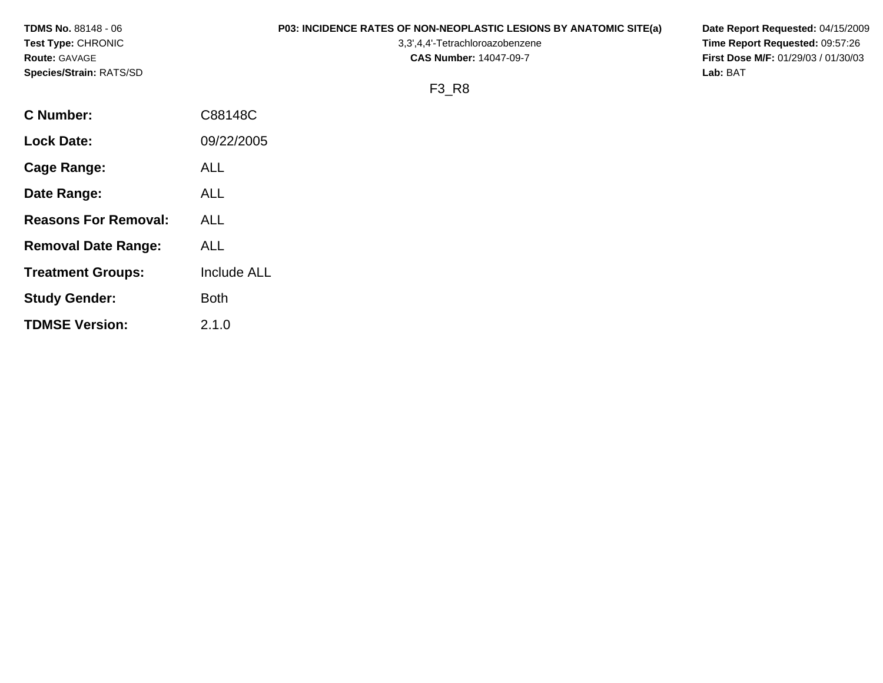**TDMS No.** 88148 - 06
**Test Type:** CHRONIC
**Route:** GAVAGE
**Species/Strain:** RATS/SD

**P03: INCIDENCE RATES OF NON-NEOPLASTIC LESIONS BY ANATOMIC SITE(a)**
3,3',4,4'-Tetrachloroazobenzene
**CAS Number:** 14047-09-7

**Date Report Requested:** 04/15/2009
**Time Report Requested:** 09:57:26
**First Dose M/F:** 01/29/03 / 01/30/03
**Lab:** BAT

F3_R8

| | |
|---|---|
| **C Number:** | C88148C |
| **Lock Date:** | 09/22/2005 |
| **Cage Range:** | ALL |
| **Date Range:** | ALL |
| **Reasons For Removal:** | ALL |
| **Removal Date Range:** | ALL |
| **Treatment Groups:** | Include ALL |
| **Study Gender:** | Both |
| **TDMSE Version:** | 2.1.0 |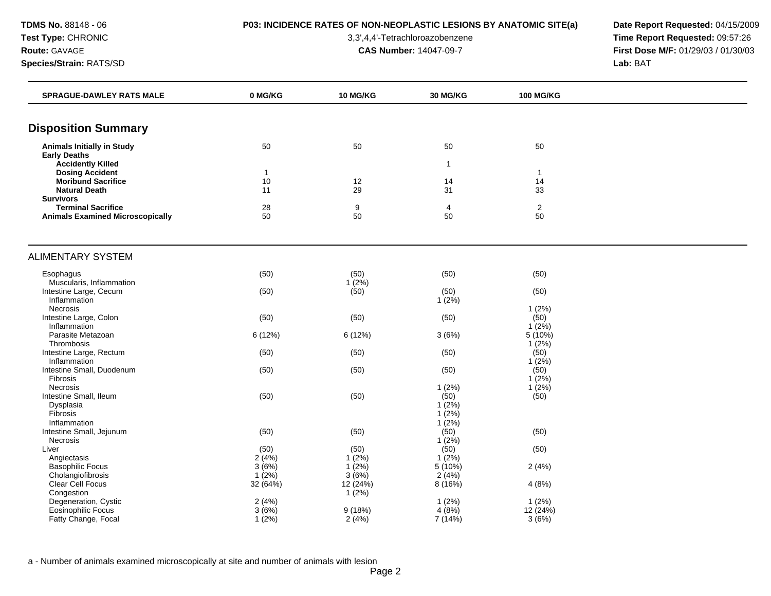**TDMS No.** 88148 - 06
**Test Type:** CHRONIC
**Route:** GAVAGE
**Species/Strain:** RATS/SD

**P03: INCIDENCE RATES OF NON-NEOPLASTIC LESIONS BY ANATOMIC SITE(a)**
3,3',4,4'-Tetrachloroazobenzene
**CAS Number:** 14047-09-7

**Date Report Requested:** 04/15/2009
**Time Report Requested:** 09:57:26
**First Dose M/F:** 01/29/03 / 01/30/03
**Lab:** BAT

| SPRAGUE-DAWLEY RATS MALE | 0 MG/KG | 10 MG/KG | 30 MG/KG | 100 MG/KG |
|---|---|---|---|---|

## Disposition Summary

| | 0 MG/KG | 10 MG/KG | 30 MG/KG | 100 MG/KG |
|---|---|---|---|---|
| **Animals Initially in Study** | 50 | 50 | 50 | 50 |
| **Early Deaths** | | | | |
| **Accidently Killed** | | | 1 | |
| **Dosing Accident** | 1 | | | 1 |
| **Moribund Sacrifice** | 10 | 12 | 14 | 14 |
| **Natural Death** | 11 | 29 | 31 | 33 |
| **Survivors** | | | | |
| **Terminal Sacrifice** | 28 | 9 | 4 | 2 |
| **Animals Examined Microscopically** | 50 | 50 | 50 | 50 |

## ALIMENTARY SYSTEM

| | 0 MG/KG | 10 MG/KG | 30 MG/KG | 100 MG/KG |
|---|---|---|---|---|
| Esophagus | (50) | (50) | (50) | (50) |
| Muscularis, Inflammation | | 1 (2%) | | |
| Intestine Large, Cecum | (50) | (50) | (50) | (50) |
| Inflammation | | | 1 (2%) | |
| Necrosis | | | | 1 (2%) |
| Intestine Large, Colon | (50) | (50) | (50) | (50) |
| Inflammation | | | | 1 (2%) |
| Parasite Metazoan | 6 (12%) | 6 (12%) | 3 (6%) | 5 (10%) |
| Thrombosis | | | | 1 (2%) |
| Intestine Large, Rectum | (50) | (50) | (50) | (50) |
| Inflammation | | | | 1 (2%) |
| Intestine Small, Duodenum | (50) | (50) | (50) | (50) |
| Fibrosis | | | | 1 (2%) |
| Necrosis | | | 1 (2%) | 1 (2%) |
| Intestine Small, Ileum | (50) | (50) | (50) | (50) |
| Dysplasia | | | 1 (2%) | |
| Fibrosis | | | 1 (2%) | |
| Inflammation | | | 1 (2%) | |
| Intestine Small, Jejunum | (50) | (50) | (50) | (50) |
| Necrosis | | | 1 (2%) | |
| Liver | (50) | (50) | (50) | (50) |
| Angiectasis | 2 (4%) | 1 (2%) | 1 (2%) | |
| Basophilic Focus | 3 (6%) | 1 (2%) | 5 (10%) | 2 (4%) |
| Cholangiofibrosis | 1 (2%) | 3 (6%) | 2 (4%) | |
| Clear Cell Focus | 32 (64%) | 12 (24%) | 8 (16%) | 4 (8%) |
| Congestion | | 1 (2%) | | |
| Degeneration, Cystic | 2 (4%) | | 1 (2%) | 1 (2%) |
| Eosinophilic Focus | 3 (6%) | 9 (18%) | 4 (8%) | 12 (24%) |
| Fatty Change, Focal | 1 (2%) | 2 (4%) | 7 (14%) | 3 (6%) |

a - Number of animals examined microscopically at site and number of animals with lesion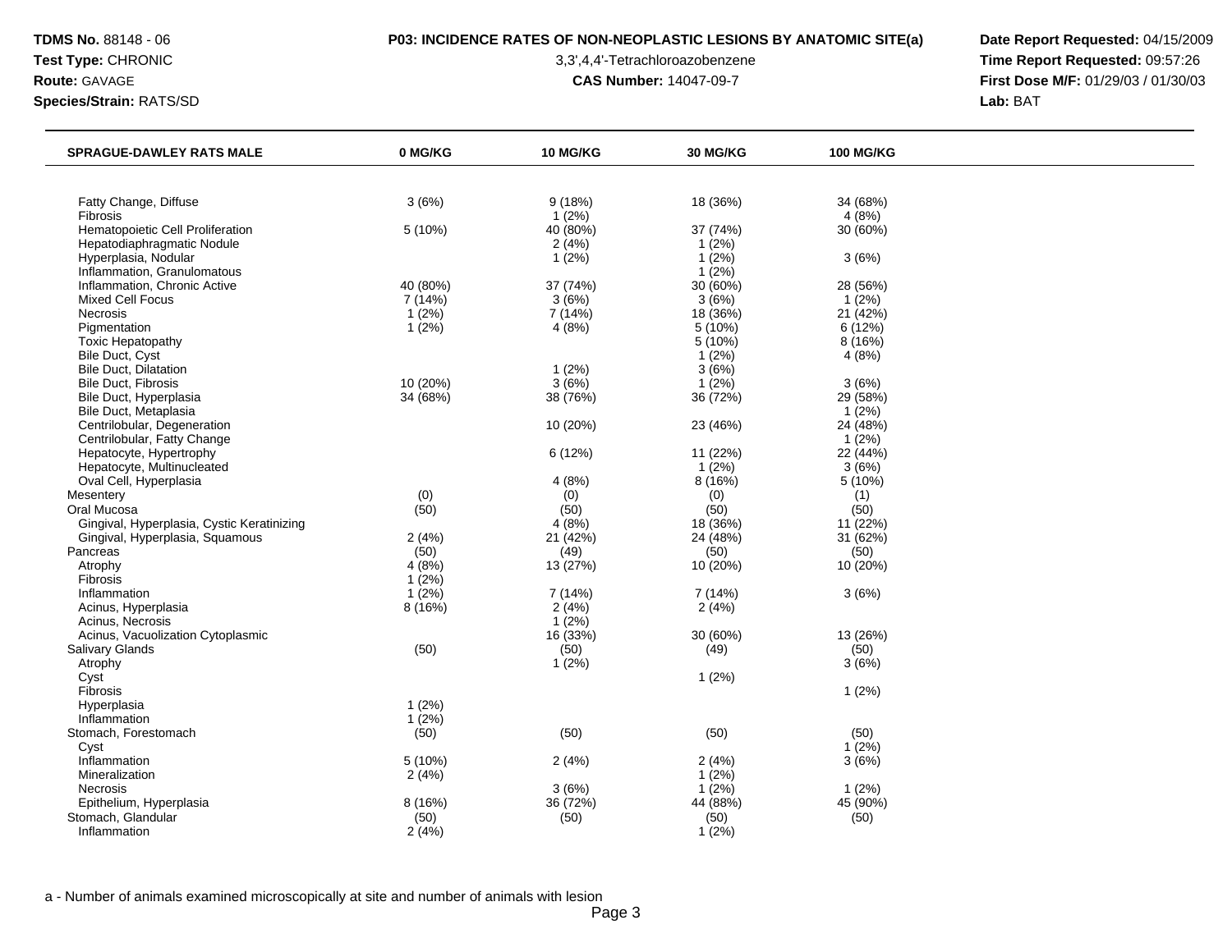**TDMS No.** 88148 - 06
**Test Type:** CHRONIC
**Route:** GAVAGE
**Species/Strain:** RATS/SD

**P03: INCIDENCE RATES OF NON-NEOPLASTIC LESIONS BY ANATOMIC SITE(a)**

3,3',4,4'-Tetrachloroazobenzene

**CAS Number:** 14047-09-7

**Date Report Requested:** 04/15/2009
**Time Report Requested:** 09:57:26
**First Dose M/F:** 01/29/03 / 01/30/03
**Lab:** BAT

| SPRAGUE-DAWLEY RATS MALE | 0 MG/KG | 10 MG/KG | 30 MG/KG | 100 MG/KG |
|---|---|---|---|---|
| Fatty Change, Diffuse | 3 (6%) | 9 (18%) | 18 (36%) | 34 (68%) |
| Fibrosis | | 1 (2%) | | 4 (8%) |
| Hematopoietic Cell Proliferation | 5 (10%) | 40 (80%) | 37 (74%) | 30 (60%) |
| Hepatodiaphragmatic Nodule | | 2 (4%) | 1 (2%) | |
| Hyperplasia, Nodular | | 1 (2%) | 1 (2%) | 3 (6%) |
| Inflammation, Granulomatous | | | 1 (2%) | |
| Inflammation, Chronic Active | 40 (80%) | 37 (74%) | 30 (60%) | 28 (56%) |
| Mixed Cell Focus | 7 (14%) | 3 (6%) | 3 (6%) | 1 (2%) |
| Necrosis | 1 (2%) | 7 (14%) | 18 (36%) | 21 (42%) |
| Pigmentation | 1 (2%) | 4 (8%) | 5 (10%) | 6 (12%) |
| Toxic Hepatopathy | | | 5 (10%) | 8 (16%) |
| Bile Duct, Cyst | | | 1 (2%) | 4 (8%) |
| Bile Duct, Dilatation | | 1 (2%) | 3 (6%) | |
| Bile Duct, Fibrosis | 10 (20%) | 3 (6%) | 1 (2%) | 3 (6%) |
| Bile Duct, Hyperplasia | 34 (68%) | 38 (76%) | 36 (72%) | 29 (58%) |
| Bile Duct, Metaplasia | | | | 1 (2%) |
| Centrilobular, Degeneration | | 10 (20%) | 23 (46%) | 24 (48%) |
| Centrilobular, Fatty Change | | | | 1 (2%) |
| Hepatocyte, Hypertrophy | | 6 (12%) | 11 (22%) | 22 (44%) |
| Hepatocyte, Multinucleated | | | 1 (2%) | 3 (6%) |
| Oval Cell, Hyperplasia | | 4 (8%) | 8 (16%) | 5 (10%) |
| Mesentery | (0) | (0) | (0) | (1) |
| Oral Mucosa | (50) | (50) | (50) | (50) |
| Gingival, Hyperplasia, Cystic Keratinizing | | 4 (8%) | 18 (36%) | 11 (22%) |
| Gingival, Hyperplasia, Squamous | 2 (4%) | 21 (42%) | 24 (48%) | 31 (62%) |
| Pancreas | (50) | (49) | (50) | (50) |
| Atrophy | 4 (8%) | 13 (27%) | 10 (20%) | 10 (20%) |
| Fibrosis | 1 (2%) | | | |
| Inflammation | 1 (2%) | 7 (14%) | 7 (14%) | 3 (6%) |
| Acinus, Hyperplasia | 8 (16%) | 2 (4%) | 2 (4%) | |
| Acinus, Necrosis | | 1 (2%) | | |
| Acinus, Vacuolization Cytoplasmic | | 16 (33%) | 30 (60%) | 13 (26%) |
| Salivary Glands | (50) | (50) | (49) | (50) |
| Atrophy | | 1 (2%) | | 3 (6%) |
| Cyst | | | 1 (2%) | |
| Fibrosis | | | | 1 (2%) |
| Hyperplasia | 1 (2%) | | | |
| Inflammation | 1 (2%) | | | |
| Stomach, Forestomach | (50) | (50) | (50) | (50) |
| Cyst | | | | 1 (2%) |
| Inflammation | 5 (10%) | 2 (4%) | 2 (4%) | 3 (6%) |
| Mineralization | 2 (4%) | | 1 (2%) | |
| Necrosis | | 3 (6%) | 1 (2%) | 1 (2%) |
| Epithelium, Hyperplasia | 8 (16%) | 36 (72%) | 44 (88%) | 45 (90%) |
| Stomach, Glandular | (50) | (50) | (50) | (50) |
| Inflammation | 2 (4%) | | 1 (2%) | |

a - Number of animals examined microscopically at site and number of animals with lesion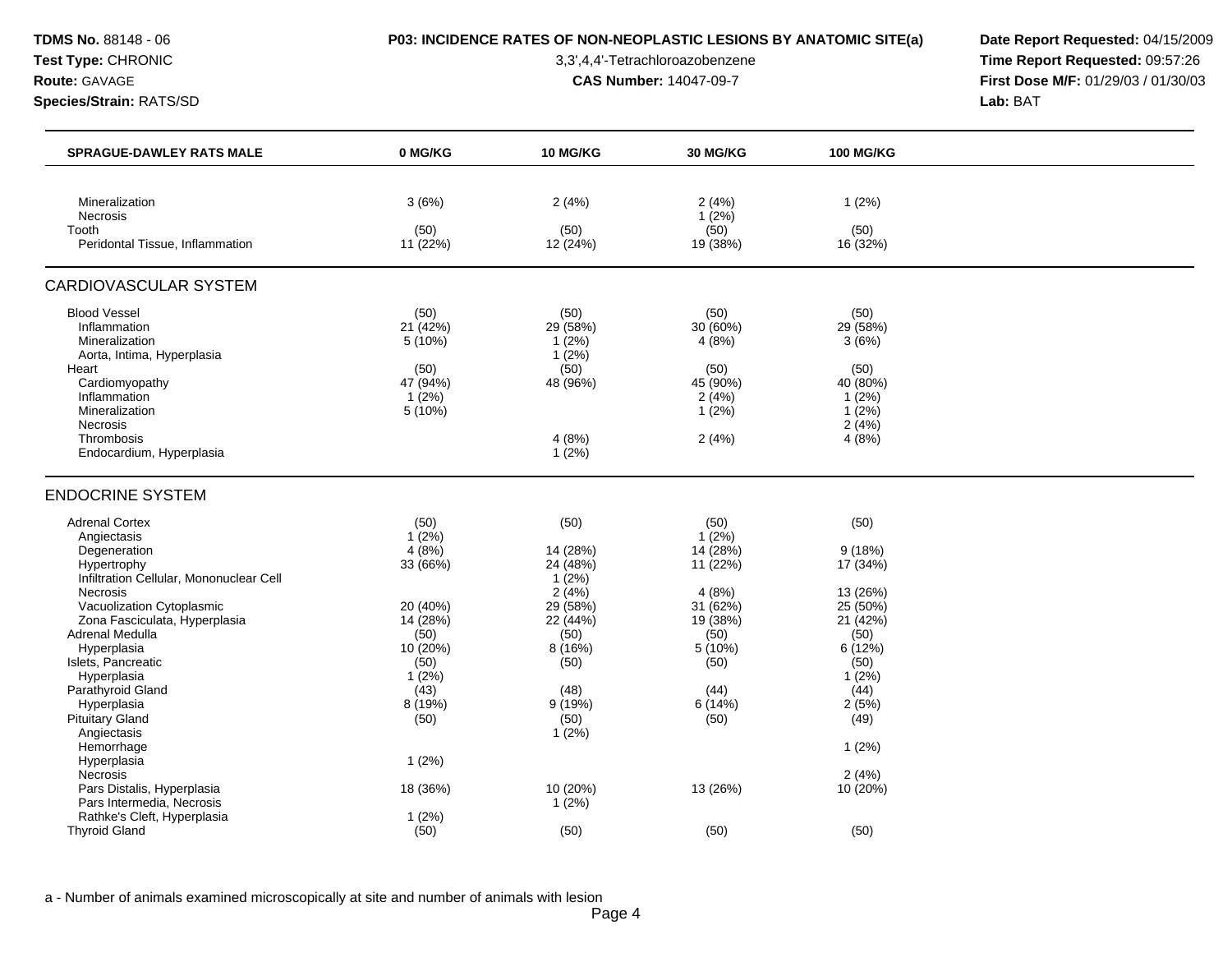| SPRAGUE-DAWLEY RATS MALE | 0 MG/KG | 10 MG/KG | 30 MG/KG | 100 MG/KG |
|---|---|---|---|---|
| Mineralization | 3 (6%) | 2 (4%) | 2 (4%) | 1 (2%) |
| Necrosis | | | 1 (2%) | |
| Tooth | (50) | (50) | (50) | (50) |
| Peridontal Tissue, Inflammation | 11 (22%) | 12 (24%) | 19 (38%) | 16 (32%) |

## CARDIOVASCULAR SYSTEM

| SPRAGUE-DAWLEY RATS MALE | 0 MG/KG | 10 MG/KG | 30 MG/KG | 100 MG/KG |
|---|---|---|---|---|
| Blood Vessel | (50) | (50) | (50) | (50) |
| Inflammation | 21 (42%) | 29 (58%) | 30 (60%) | 29 (58%) |
| Mineralization | 5 (10%) | 1 (2%) | 4 (8%) | 3 (6%) |
| Aorta, Intima, Hyperplasia | | 1 (2%) | | |
| Heart | (50) | (50) | (50) | (50) |
| Cardiomyopathy | 47 (94%) | 48 (96%) | 45 (90%) | 40 (80%) |
| Inflammation | 1 (2%) | | 2 (4%) | 1 (2%) |
| Mineralization | 5 (10%) | | 1 (2%) | 1 (2%) |
| Necrosis | | | | 2 (4%) |
| Thrombosis | | 4 (8%) | 2 (4%) | 4 (8%) |
| Endocardium, Hyperplasia | | 1 (2%) | | |

## ENDOCRINE SYSTEM

| SPRAGUE-DAWLEY RATS MALE | 0 MG/KG | 10 MG/KG | 30 MG/KG | 100 MG/KG |
|---|---|---|---|---|
| Adrenal Cortex | (50) | (50) | (50) | (50) |
| Angiectasis | 1 (2%) | | 1 (2%) | |
| Degeneration | 4 (8%) | 14 (28%) | 14 (28%) | 9 (18%) |
| Hypertrophy | 33 (66%) | 24 (48%) | 11 (22%) | 17 (34%) |
| Infiltration Cellular, Mononuclear Cell | | 1 (2%) | | |
| Necrosis | | 2 (4%) | 4 (8%) | 13 (26%) |
| Vacuolization Cytoplasmic | 20 (40%) | 29 (58%) | 31 (62%) | 25 (50%) |
| Zona Fasciculata, Hyperplasia | 14 (28%) | 22 (44%) | 19 (38%) | 21 (42%) |
| Adrenal Medulla | (50) | (50) | (50) | (50) |
| Hyperplasia | 10 (20%) | 8 (16%) | 5 (10%) | 6 (12%) |
| Islets, Pancreatic | (50) | (50) | (50) | (50) |
| Hyperplasia | 1 (2%) | | | 1 (2%) |
| Parathyroid Gland | (43) | (48) | (44) | (44) |
| Hyperplasia | 8 (19%) | 9 (19%) | 6 (14%) | 2 (5%) |
| Pituitary Gland | (50) | (50) | (50) | (49) |
| Angiectasis | | 1 (2%) | | |
| Hemorrhage | | | | 1 (2%) |
| Hyperplasia | 1 (2%) | | | |
| Necrosis | | | | 2 (4%) |
| Pars Distalis, Hyperplasia | 18 (36%) | 10 (20%) | 13 (26%) | 10 (20%) |
| Pars Intermedia, Necrosis | | 1 (2%) | | |
| Rathke's Cleft, Hyperplasia | 1 (2%) | | | |
| Thyroid Gland | (50) | (50) | (50) | (50) |

a - Number of animals examined microscopically at site and number of animals with lesion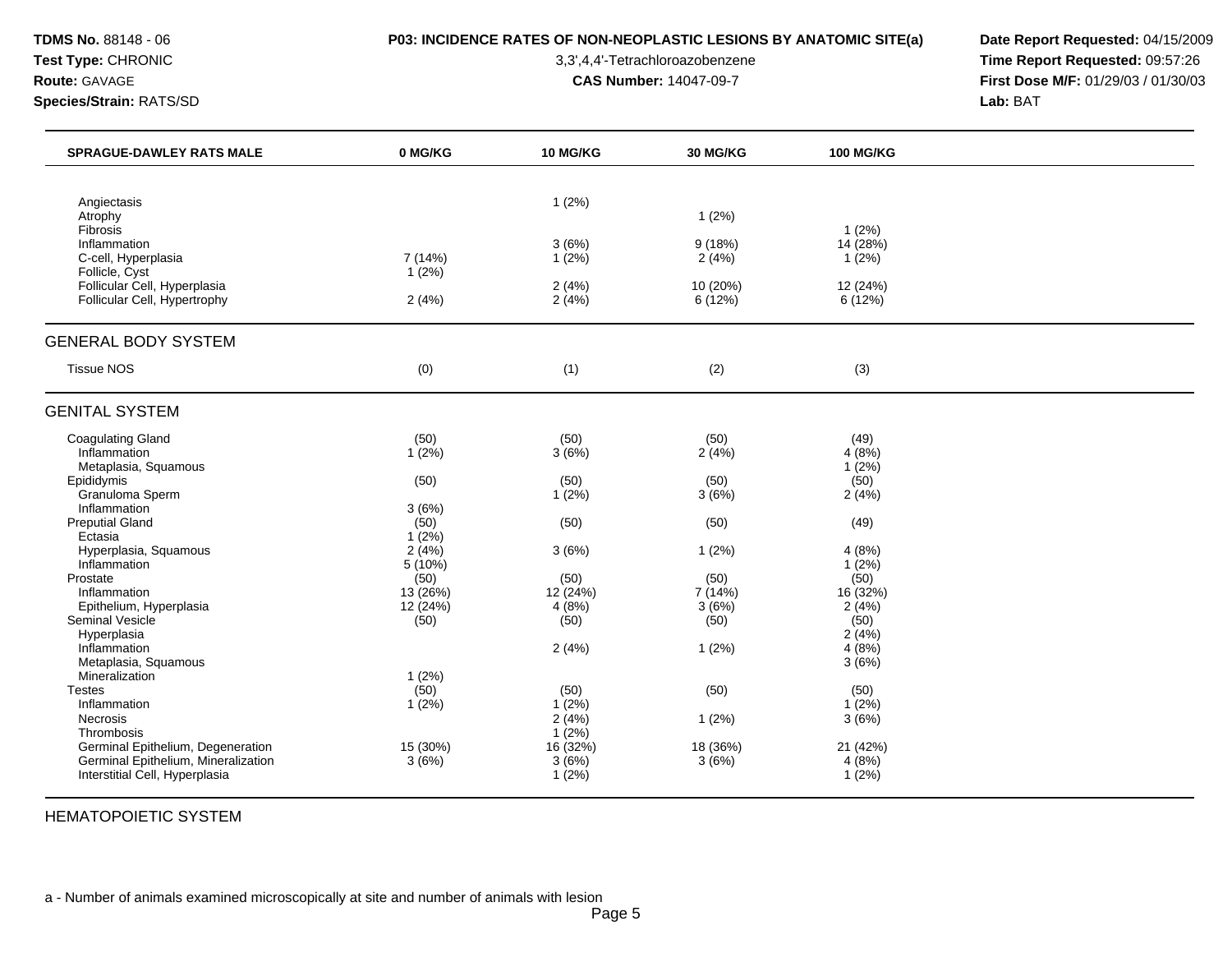| SPRAGUE-DAWLEY RATS MALE | 0 MG/KG | 10 MG/KG | 30 MG/KG | 100 MG/KG |
|---|---|---|---|---|
| Angiectasis | | 1 (2%) | | |
| Atrophy | | | 1 (2%) | |
| Fibrosis | | | | 1 (2%) |
| Inflammation | | 3 (6%) | 9 (18%) | 14 (28%) |
| C-cell, Hyperplasia | 7 (14%) | 1 (2%) | 2 (4%) | 1 (2%) |
| Follicle, Cyst | 1 (2%) | | | |
| Follicular Cell, Hyperplasia | | 2 (4%) | 10 (20%) | 12 (24%) |
| Follicular Cell, Hypertrophy | 2 (4%) | 2 (4%) | 6 (12%) | 6 (12%) |

## GENERAL BODY SYSTEM

| | 0 MG/KG | 10 MG/KG | 30 MG/KG | 100 MG/KG |
|---|---|---|---|---|
| Tissue NOS | (0) | (1) | (2) | (3) |

## GENITAL SYSTEM

| | 0 MG/KG | 10 MG/KG | 30 MG/KG | 100 MG/KG |
|---|---|---|---|---|
| Coagulating Gland | (50) | (50) | (50) | (49) |
| Inflammation | 1 (2%) | 3 (6%) | 2 (4%) | 4 (8%) |
| Metaplasia, Squamous | | | | 1 (2%) |
| Epididymis | (50) | (50) | (50) | (50) |
| Granuloma Sperm | | 1 (2%) | 3 (6%) | 2 (4%) |
| Inflammation | 3 (6%) | | | |
| Preputial Gland | (50) | (50) | (50) | (49) |
| Ectasia | 1 (2%) | | | |
| Hyperplasia, Squamous | 2 (4%) | 3 (6%) | 1 (2%) | 4 (8%) |
| Inflammation | 5 (10%) | | | 1 (2%) |
| Prostate | (50) | (50) | (50) | (50) |
| Inflammation | 13 (26%) | 12 (24%) | 7 (14%) | 16 (32%) |
| Epithelium, Hyperplasia | 12 (24%) | 4 (8%) | 3 (6%) | 2 (4%) |
| Seminal Vesicle | (50) | (50) | (50) | (50) |
| Hyperplasia | | | | 2 (4%) |
| Inflammation | | 2 (4%) | 1 (2%) | 4 (8%) |
| Metaplasia, Squamous | | | | 3 (6%) |
| Mineralization | 1 (2%) | | | |
| Testes | (50) | (50) | (50) | (50) |
| Inflammation | 1 (2%) | 1 (2%) | | 1 (2%) |
| Necrosis | | 2 (4%) | 1 (2%) | 3 (6%) |
| Thrombosis | | 1 (2%) | | |
| Germinal Epithelium, Degeneration | 15 (30%) | 16 (32%) | 18 (36%) | 21 (42%) |
| Germinal Epithelium, Mineralization | 3 (6%) | 3 (6%) | 3 (6%) | 4 (8%) |
| Interstitial Cell, Hyperplasia | | 1 (2%) | | 1 (2%) |

## HEMATOPOIETIC SYSTEM

a - Number of animals examined microscopically at site and number of animals with lesion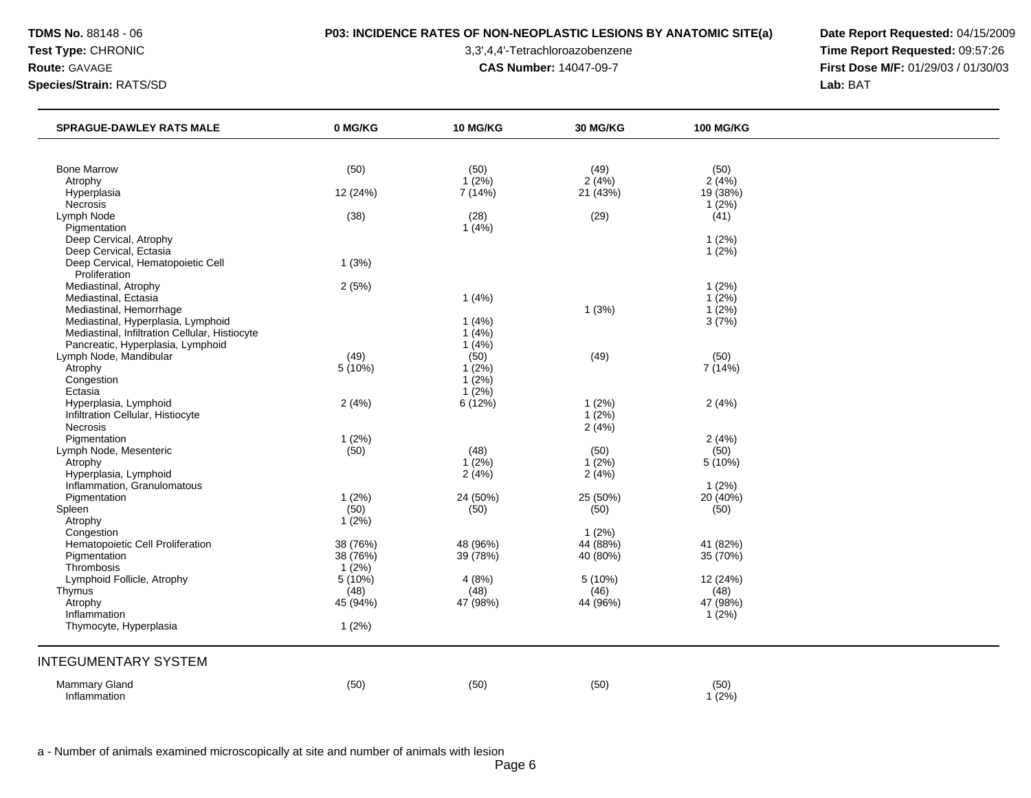| SPRAGUE-DAWLEY RATS MALE | 0 MG/KG | 10 MG/KG | 30 MG/KG | 100 MG/KG |
|---|---|---|---|---|
| Bone Marrow | (50) | (50) | (49) | (50) |
| Atrophy | | 1 (2%) | 2 (4%) | 2 (4%) |
| Hyperplasia | 12 (24%) | 7 (14%) | 21 (43%) | 19 (38%) |
| Necrosis | | | | 1 (2%) |
| Lymph Node | (38) | (28) | (29) | (41) |
| Pigmentation | | 1 (4%) | | |
| Deep Cervical, Atrophy | | | | 1 (2%) |
| Deep Cervical, Ectasia | | | | 1 (2%) |
| Deep Cervical, Hematopoietic Cell Proliferation | 1 (3%) | | | |
| Mediastinal, Atrophy | 2 (5%) | | | 1 (2%) |
| Mediastinal, Ectasia | | 1 (4%) | | 1 (2%) |
| Mediastinal, Hemorrhage | | | 1 (3%) | 1 (2%) |
| Mediastinal, Hyperplasia, Lymphoid | | 1 (4%) | | 3 (7%) |
| Mediastinal, Infiltration Cellular, Histiocyte | | 1 (4%) | | |
| Pancreatic, Hyperplasia, Lymphoid | | 1 (4%) | | |
| Lymph Node, Mandibular | (49) | (50) | (49) | (50) |
| Atrophy | 5 (10%) | 1 (2%) | | 7 (14%) |
| Congestion | | 1 (2%) | | |
| Ectasia | | 1 (2%) | | |
| Hyperplasia, Lymphoid | 2 (4%) | 6 (12%) | 1 (2%) | 2 (4%) |
| Infiltration Cellular, Histiocyte | | | 1 (2%) | |
| Necrosis | | | 2 (4%) | |
| Pigmentation | 1 (2%) | | | 2 (4%) |
| Lymph Node, Mesenteric | (50) | (48) | (50) | (50) |
| Atrophy | | 1 (2%) | 1 (2%) | 5 (10%) |
| Hyperplasia, Lymphoid | | 2 (4%) | 2 (4%) | |
| Inflammation, Granulomatous | | | | 1 (2%) |
| Pigmentation | 1 (2%) | 24 (50%) | 25 (50%) | 20 (40%) |
| Spleen | (50) | (50) | (50) | (50) |
| Atrophy | 1 (2%) | | | |
| Congestion | | | 1 (2%) | |
| Hematopoietic Cell Proliferation | 38 (76%) | 48 (96%) | 44 (88%) | 41 (82%) |
| Pigmentation | 38 (76%) | 39 (78%) | 40 (80%) | 35 (70%) |
| Thrombosis | 1 (2%) | | | |
| Lymphoid Follicle, Atrophy | 5 (10%) | 4 (8%) | 5 (10%) | 12 (24%) |
| Thymus | (48) | (48) | (46) | (48) |
| Atrophy | 45 (94%) | 47 (98%) | 44 (96%) | 47 (98%) |
| Inflammation | | | | 1 (2%) |
| Thymocyte, Hyperplasia | 1 (2%) | | | |

## INTEGUMENTARY SYSTEM

| | 0 MG/KG | 10 MG/KG | 30 MG/KG | 100 MG/KG |
|---|---|---|---|---|
| Mammary Gland | (50) | (50) | (50) | (50) |
| Inflammation | | | | 1 (2%) |

a - Number of animals examined microscopically at site and number of animals with lesion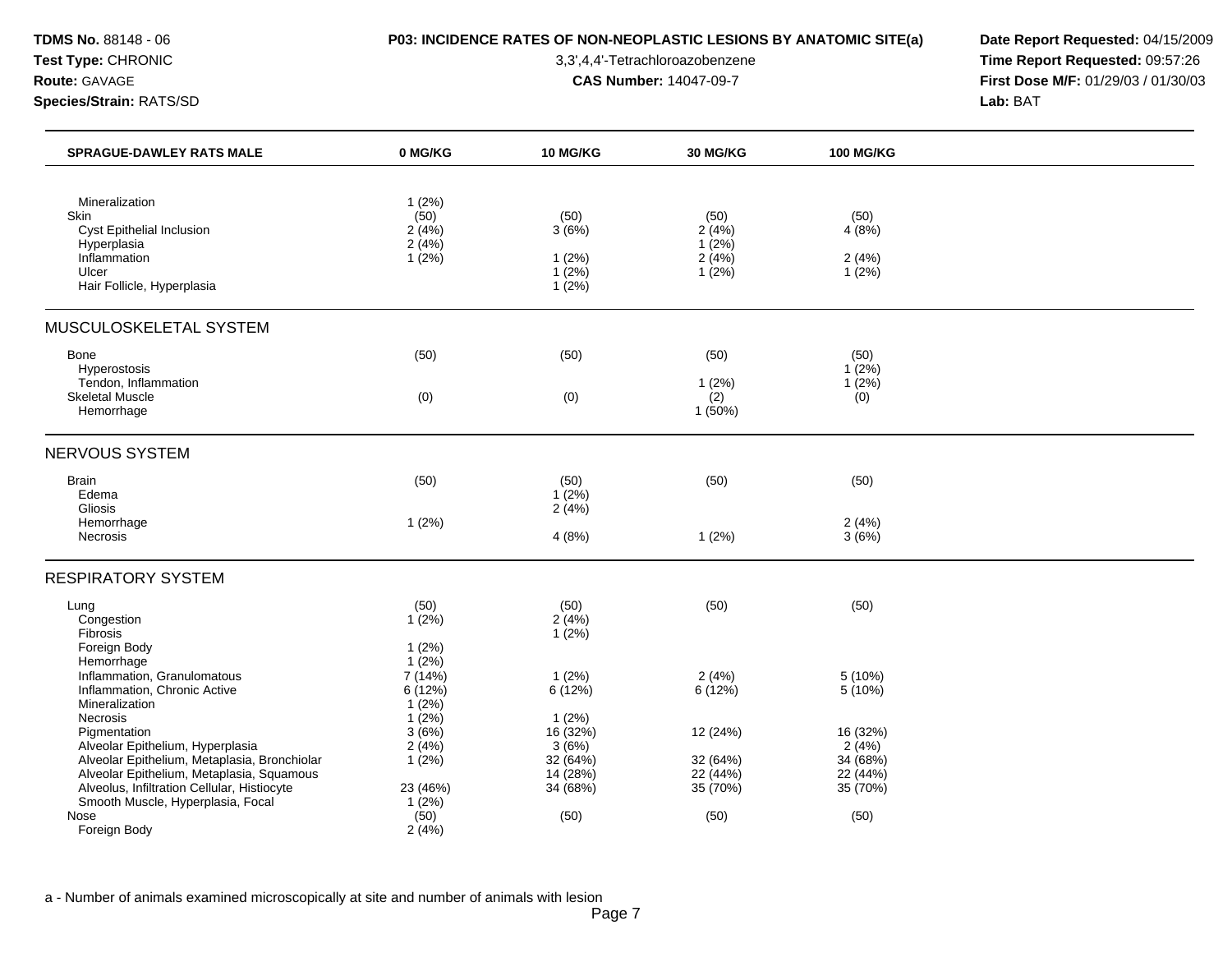**TDMS No.** 88148 - 06
**Test Type:** CHRONIC
**Route:** GAVAGE
**Species/Strain:** RATS/SD

**P03: INCIDENCE RATES OF NON-NEOPLASTIC LESIONS BY ANATOMIC SITE(a)**
3,3',4,4'-Tetrachloroazobenzene
**CAS Number:** 14047-09-7

**Date Report Requested:** 04/15/2009
**Time Report Requested:** 09:57:26
**First Dose M/F:** 01/29/03 / 01/30/03
**Lab:** BAT

| SPRAGUE-DAWLEY RATS MALE | 0 MG/KG | 10 MG/KG | 30 MG/KG | 100 MG/KG |
|---|---|---|---|---|
| Mineralization | 1 (2%) | | | |
| Skin | (50) | (50) | (50) | (50) |
| Cyst Epithelial Inclusion | 2 (4%) | 3 (6%) | 2 (4%) | 4 (8%) |
| Hyperplasia | 2 (4%) | | 1 (2%) | |
| Inflammation | 1 (2%) | 1 (2%) | 2 (4%) | 2 (4%) |
| Ulcer | | 1 (2%) | 1 (2%) | 1 (2%) |
| Hair Follicle, Hyperplasia | | 1 (2%) | | |
| **MUSCULOSKELETAL SYSTEM** | | | | |
| Bone | (50) | (50) | (50) | (50) |
| Hyperostosis | | | | 1 (2%) |
| Tendon, Inflammation | | | 1 (2%) | 1 (2%) |
| Skeletal Muscle | (0) | (0) | (2) | (0) |
| Hemorrhage | | | 1 (50%) | |
| **NERVOUS SYSTEM** | | | | |
| Brain | (50) | (50) | (50) | (50) |
| Edema | | 1 (2%) | | |
| Gliosis | | 2 (4%) | | |
| Hemorrhage | 1 (2%) | | | 2 (4%) |
| Necrosis | | 4 (8%) | 1 (2%) | 3 (6%) |
| **RESPIRATORY SYSTEM** | | | | |
| Lung | (50) | (50) | (50) | (50) |
| Congestion | 1 (2%) | 2 (4%) | | |
| Fibrosis | | 1 (2%) | | |
| Foreign Body | 1 (2%) | | | |
| Hemorrhage | 1 (2%) | | | |
| Inflammation, Granulomatous | 7 (14%) | 1 (2%) | 2 (4%) | 5 (10%) |
| Inflammation, Chronic Active | 6 (12%) | 6 (12%) | 6 (12%) | 5 (10%) |
| Mineralization | 1 (2%) | | | |
| Necrosis | 1 (2%) | 1 (2%) | | |
| Pigmentation | 3 (6%) | 16 (32%) | 12 (24%) | 16 (32%) |
| Alveolar Epithelium, Hyperplasia | 2 (4%) | 3 (6%) | | 2 (4%) |
| Alveolar Epithelium, Metaplasia, Bronchiolar | 1 (2%) | 32 (64%) | 32 (64%) | 34 (68%) |
| Alveolar Epithelium, Metaplasia, Squamous | | 14 (28%) | 22 (44%) | 22 (44%) |
| Alveolus, Infiltration Cellular, Histiocyte | 23 (46%) | 34 (68%) | 35 (70%) | 35 (70%) |
| Smooth Muscle, Hyperplasia, Focal | 1 (2%) | | | |
| Nose | (50) | (50) | (50) | (50) |
| Foreign Body | 2 (4%) | | | |

a - Number of animals examined microscopically at site and number of animals with lesion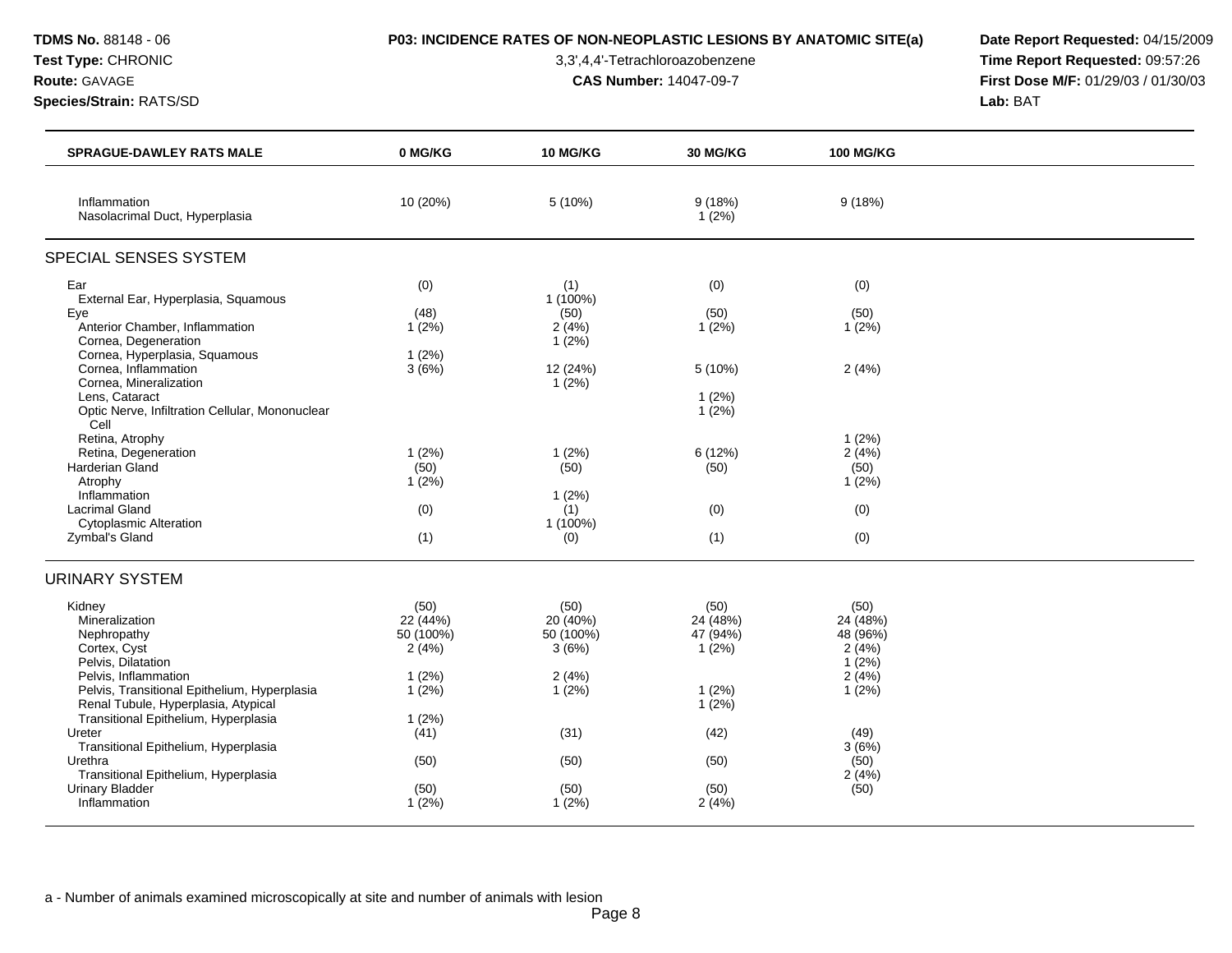**TDMS No.** 88148 - 06
**Test Type:** CHRONIC
**Route:** GAVAGE
**Species/Strain:** RATS/SD

**P03: INCIDENCE RATES OF NON-NEOPLASTIC LESIONS BY ANATOMIC SITE(a)**

3,3',4,4'-Tetrachloroazobenzene

**CAS Number:** 14047-09-7

**Date Report Requested:** 04/15/2009
**Time Report Requested:** 09:57:26
**First Dose M/F:** 01/29/03 / 01/30/03
**Lab:** BAT

| SPRAGUE-DAWLEY RATS MALE | 0 MG/KG | 10 MG/KG | 30 MG/KG | 100 MG/KG |
|---|---|---|---|---|
| Inflammation | 10 (20%) | 5 (10%) | 9 (18%) | 9 (18%) |
| Nasolacrimal Duct, Hyperplasia | | | 1 (2%) | |
| **SPECIAL SENSES SYSTEM** | | | | |
| Ear | (0) | (1) | (0) | (0) |
| External Ear, Hyperplasia, Squamous | | 1 (100%) | | |
| Eye | (48) | (50) | (50) | (50) |
| Anterior Chamber, Inflammation | 1 (2%) | 2 (4%) | 1 (2%) | 1 (2%) |
| Cornea, Degeneration | | 1 (2%) | | |
| Cornea, Hyperplasia, Squamous | 1 (2%) | | | |
| Cornea, Inflammation | 3 (6%) | 12 (24%) | 5 (10%) | 2 (4%) |
| Cornea, Mineralization | | 1 (2%) | | |
| Lens, Cataract | | | 1 (2%) | |
| Optic Nerve, Infiltration Cellular, Mononuclear Cell | | | 1 (2%) | |
| Retina, Atrophy | | | | 1 (2%) |
| Retina, Degeneration | 1 (2%) | 1 (2%) | 6 (12%) | 2 (4%) |
| Harderian Gland | (50) | (50) | (50) | (50) |
| Atrophy | 1 (2%) | | | 1 (2%) |
| Inflammation | | 1 (2%) | | |
| Lacrimal Gland | (0) | (1) | (0) | (0) |
| Cytoplasmic Alteration | | 1 (100%) | | |
| Zymbal's Gland | (1) | (0) | (1) | (0) |
| **URINARY SYSTEM** | | | | |
| Kidney | (50) | (50) | (50) | (50) |
| Mineralization | 22 (44%) | 20 (40%) | 24 (48%) | 24 (48%) |
| Nephropathy | 50 (100%) | 50 (100%) | 47 (94%) | 48 (96%) |
| Cortex, Cyst | 2 (4%) | 3 (6%) | 1 (2%) | 2 (4%) |
| Pelvis, Dilatation | | | | 1 (2%) |
| Pelvis, Inflammation | 1 (2%) | 2 (4%) | | 2 (4%) |
| Pelvis, Transitional Epithelium, Hyperplasia | 1 (2%) | 1 (2%) | 1 (2%) | 1 (2%) |
| Renal Tubule, Hyperplasia, Atypical | | | 1 (2%) | |
| Transitional Epithelium, Hyperplasia | 1 (2%) | | | |
| Ureter | (41) | (31) | (42) | (49) |
| Transitional Epithelium, Hyperplasia | | | | 3 (6%) |
| Urethra | (50) | (50) | (50) | (50) |
| Transitional Epithelium, Hyperplasia | | | | 2 (4%) |
| Urinary Bladder | (50) | (50) | (50) | (50) |
| Inflammation | 1 (2%) | 1 (2%) | 2 (4%) | |

a - Number of animals examined microscopically at site and number of animals with lesion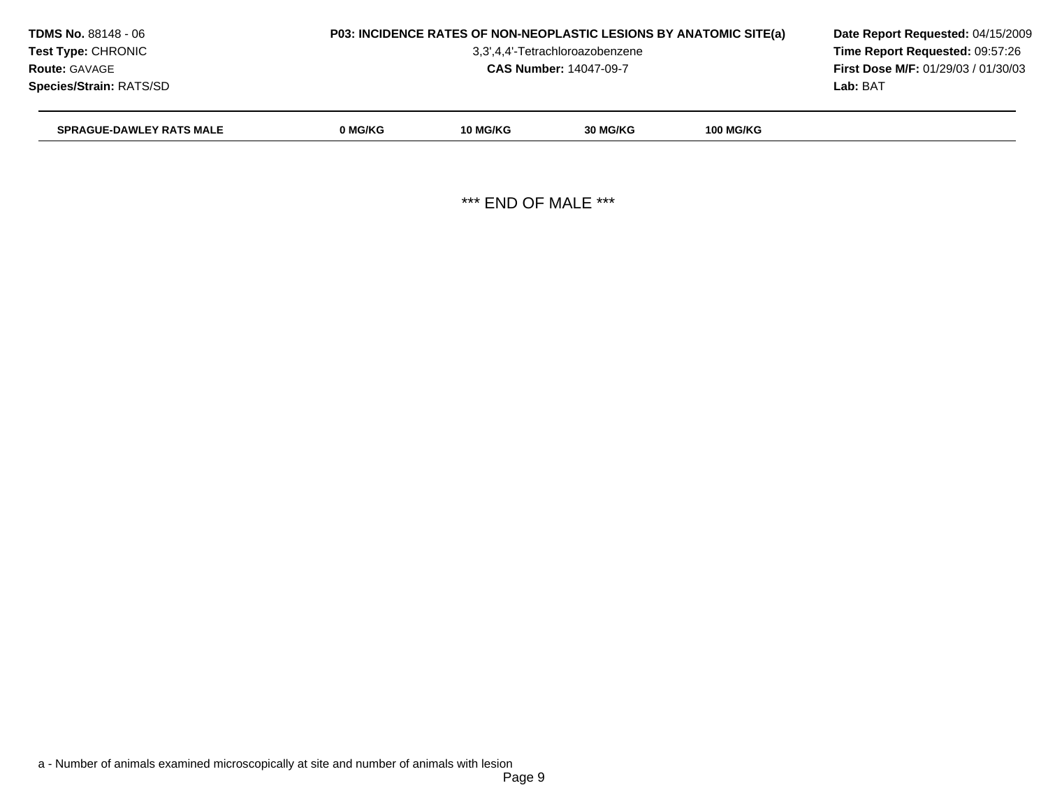| SPRAGUE-DAWLEY RATS MALE | 0 MG/KG | 10 MG/KG | 30 MG/KG | 100 MG/KG |
|---|---|---|---|---|

*** END OF MALE ***

a - Number of animals examined microscopically at site and number of animals with lesion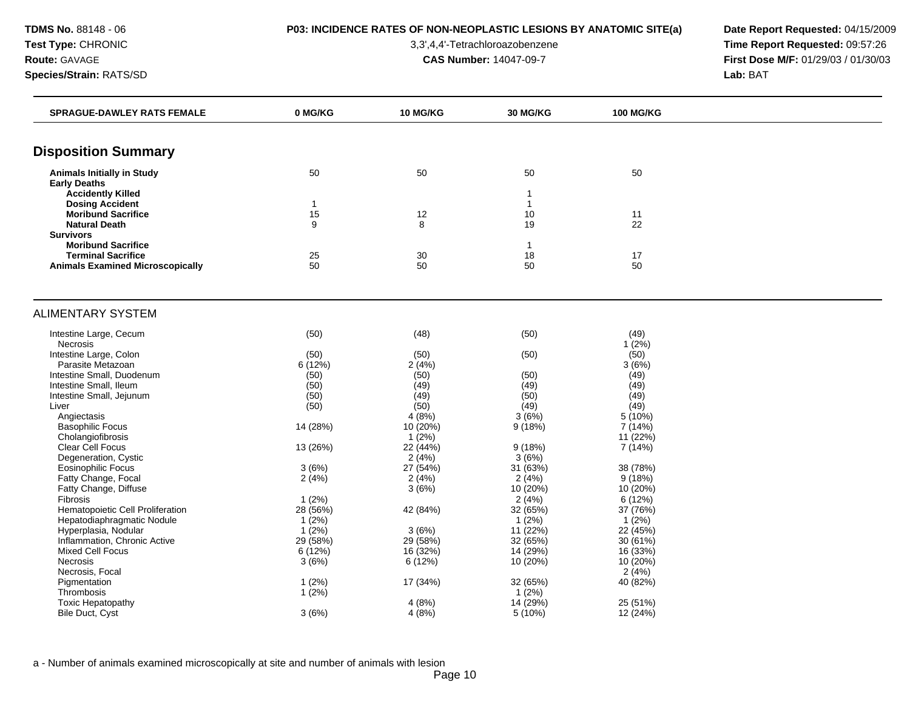**TDMS No.** 88148 - 06
**Test Type:** CHRONIC
**Route:** GAVAGE
**Species/Strain:** RATS/SD

**P03: INCIDENCE RATES OF NON-NEOPLASTIC LESIONS BY ANATOMIC SITE(a)**
3,3',4,4'-Tetrachloroazobenzene
**CAS Number:** 14047-09-7

**Date Report Requested:** 04/15/2009
**Time Report Requested:** 09:57:26
**First Dose M/F:** 01/29/03 / 01/30/03
**Lab:** BAT

| SPRAGUE-DAWLEY RATS FEMALE | 0 MG/KG | 10 MG/KG | 30 MG/KG | 100 MG/KG |
|---|---|---|---|---|

## Disposition Summary

| | 0 MG/KG | 10 MG/KG | 30 MG/KG | 100 MG/KG |
|---|---|---|---|---|
| **Animals Initially in Study** | 50 | 50 | 50 | 50 |
| **Early Deaths** | | | | |
| **Accidently Killed** | | | 1 | |
| **Dosing Accident** | 1 | | 1 | |
| **Moribund Sacrifice** | 15 | 12 | 10 | 11 |
| **Natural Death** | 9 | 8 | 19 | 22 |
| **Survivors** | | | | |
| **Moribund Sacrifice** | | | 1 | |
| **Terminal Sacrifice** | 25 | 30 | 18 | 17 |
| **Animals Examined Microscopically** | 50 | 50 | 50 | 50 |

## ALIMENTARY SYSTEM

| | 0 MG/KG | 10 MG/KG | 30 MG/KG | 100 MG/KG |
|---|---|---|---|---|
| Intestine Large, Cecum | (50) | (48) | (50) | (49) |
| Necrosis | | | | 1 (2%) |
| Intestine Large, Colon | (50) | (50) | (50) | (50) |
| Parasite Metazoan | 6 (12%) | 2 (4%) | | 3 (6%) |
| Intestine Small, Duodenum | (50) | (50) | (50) | (49) |
| Intestine Small, Ileum | (50) | (49) | (49) | (49) |
| Intestine Small, Jejunum | (50) | (49) | (50) | (49) |
| Liver | (50) | (50) | (49) | (49) |
| Angiectasis | | 4 (8%) | 3 (6%) | 5 (10%) |
| Basophilic Focus | 14 (28%) | 10 (20%) | 9 (18%) | 7 (14%) |
| Cholangiofibrosis | | 1 (2%) | | 11 (22%) |
| Clear Cell Focus | 13 (26%) | 22 (44%) | 9 (18%) | 7 (14%) |
| Degeneration, Cystic | | 2 (4%) | 3 (6%) | |
| Eosinophilic Focus | 3 (6%) | 27 (54%) | 31 (63%) | 38 (78%) |
| Fatty Change, Focal | 2 (4%) | 2 (4%) | 2 (4%) | 9 (18%) |
| Fatty Change, Diffuse | | 3 (6%) | 10 (20%) | 10 (20%) |
| Fibrosis | 1 (2%) | | 2 (4%) | 6 (12%) |
| Hematopoietic Cell Proliferation | 28 (56%) | 42 (84%) | 32 (65%) | 37 (76%) |
| Hepatodiaphragmatic Nodule | 1 (2%) | | 1 (2%) | 1 (2%) |
| Hyperplasia, Nodular | 1 (2%) | 3 (6%) | 11 (22%) | 22 (45%) |
| Inflammation, Chronic Active | 29 (58%) | 29 (58%) | 32 (65%) | 30 (61%) |
| Mixed Cell Focus | 6 (12%) | 16 (32%) | 14 (29%) | 16 (33%) |
| Necrosis | 3 (6%) | 6 (12%) | 10 (20%) | 10 (20%) |
| Necrosis, Focal | | | | 2 (4%) |
| Pigmentation | 1 (2%) | 17 (34%) | 32 (65%) | 40 (82%) |
| Thrombosis | 1 (2%) | | 1 (2%) | |
| Toxic Hepatopathy | | 4 (8%) | 14 (29%) | 25 (51%) |
| Bile Duct, Cyst | 3 (6%) | 4 (8%) | 5 (10%) | 12 (24%) |

a - Number of animals examined microscopically at site and number of animals with lesion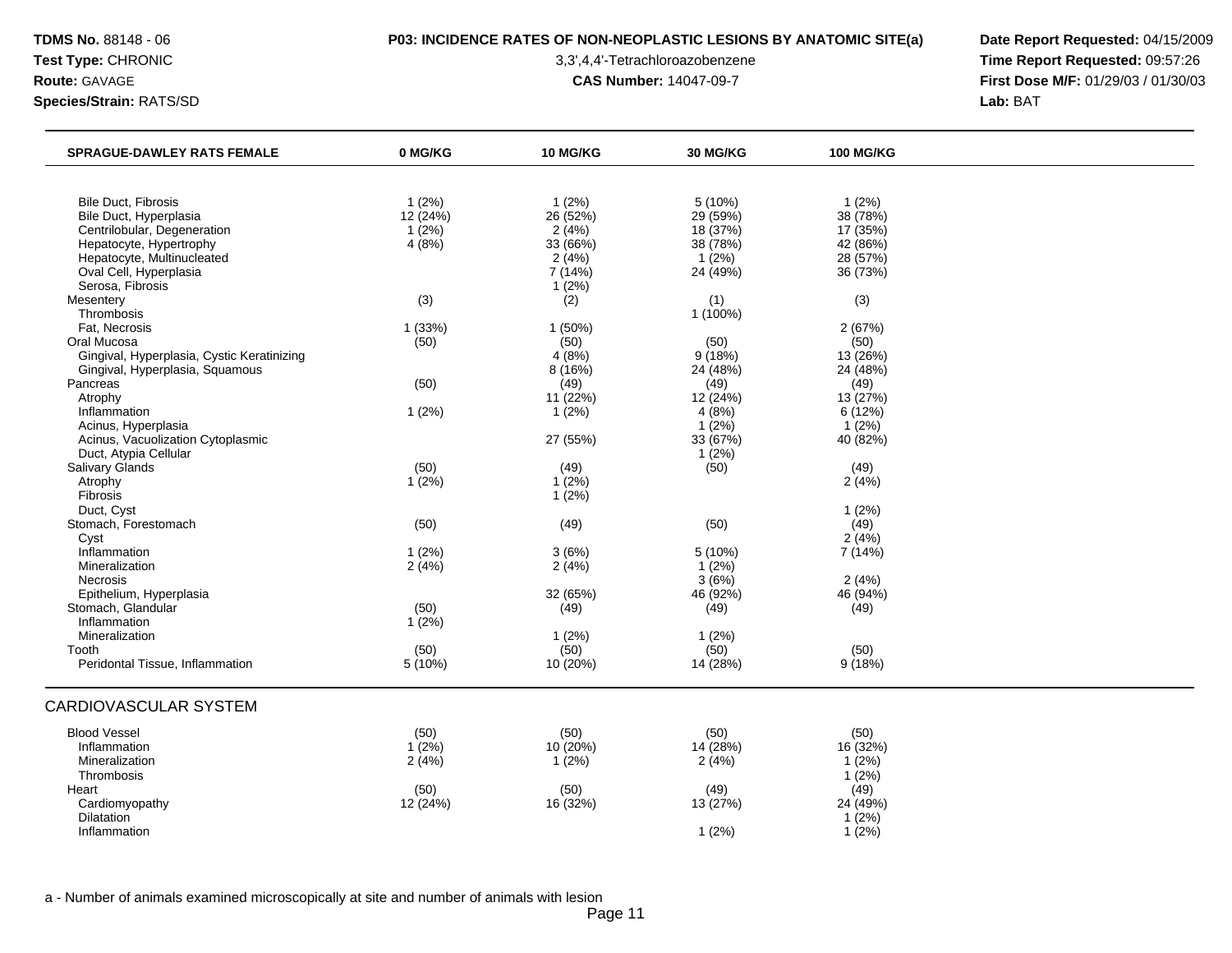**TDMS No.** 88148 - 06
**Test Type:** CHRONIC
**Route:** GAVAGE
**Species/Strain:** RATS/SD

**P03: INCIDENCE RATES OF NON-NEOPLASTIC LESIONS BY ANATOMIC SITE(a)**

3,3',4,4'-Tetrachloroazobenzene

**CAS Number:** 14047-09-7

**Date Report Requested:** 04/15/2009
**Time Report Requested:** 09:57:26
**First Dose M/F:** 01/29/03 / 01/30/03
**Lab:** BAT

| SPRAGUE-DAWLEY RATS FEMALE | 0 MG/KG | 10 MG/KG | 30 MG/KG | 100 MG/KG |
|---|---|---|---|---|
| Bile Duct, Fibrosis | 1 (2%) | 1 (2%) | 5 (10%) | 1 (2%) |
| Bile Duct, Hyperplasia | 12 (24%) | 26 (52%) | 29 (59%) | 38 (78%) |
| Centrilobular, Degeneration | 1 (2%) | 2 (4%) | 18 (37%) | 17 (35%) |
| Hepatocyte, Hypertrophy | 4 (8%) | 33 (66%) | 38 (78%) | 42 (86%) |
| Hepatocyte, Multinucleated | | 2 (4%) | 1 (2%) | 28 (57%) |
| Oval Cell, Hyperplasia | | 7 (14%) | 24 (49%) | 36 (73%) |
| Serosa, Fibrosis | | 1 (2%) | | |
| Mesentery | (3) | (2) | (1) | (3) |
| Thrombosis | | | 1 (100%) | |
| Fat, Necrosis | 1 (33%) | 1 (50%) | | 2 (67%) |
| Oral Mucosa | (50) | (50) | (50) | (50) |
| Gingival, Hyperplasia, Cystic Keratinizing | | 4 (8%) | 9 (18%) | 13 (26%) |
| Gingival, Hyperplasia, Squamous | | 8 (16%) | 24 (48%) | 24 (48%) |
| Pancreas | (50) | (49) | (49) | (49) |
| Atrophy | | 11 (22%) | 12 (24%) | 13 (27%) |
| Inflammation | 1 (2%) | 1 (2%) | 4 (8%) | 6 (12%) |
| Acinus, Hyperplasia | | | 1 (2%) | 1 (2%) |
| Acinus, Vacuolization Cytoplasmic | | 27 (55%) | 33 (67%) | 40 (82%) |
| Duct, Atypia Cellular | | | 1 (2%) | |
| Salivary Glands | (50) | (49) | (50) | (49) |
| Atrophy | 1 (2%) | 1 (2%) | | 2 (4%) |
| Fibrosis | | 1 (2%) | | |
| Duct, Cyst | | | | 1 (2%) |
| Stomach, Forestomach | (50) | (49) | (50) | (49) |
| Cyst | | | | 2 (4%) |
| Inflammation | 1 (2%) | 3 (6%) | 5 (10%) | 7 (14%) |
| Mineralization | 2 (4%) | 2 (4%) | 1 (2%) | |
| Necrosis | | | 3 (6%) | 2 (4%) |
| Epithelium, Hyperplasia | | 32 (65%) | 46 (92%) | 46 (94%) |
| Stomach, Glandular | (50) | (49) | (49) | (49) |
| Inflammation | 1 (2%) | | | |
| Mineralization | | 1 (2%) | 1 (2%) | |
| Tooth | (50) | (50) | (50) | (50) |
| Peridontal Tissue, Inflammation | 5 (10%) | 10 (20%) | 14 (28%) | 9 (18%) |

## CARDIOVASCULAR SYSTEM

| SPRAGUE-DAWLEY RATS FEMALE | 0 MG/KG | 10 MG/KG | 30 MG/KG | 100 MG/KG |
|---|---|---|---|---|
| Blood Vessel | (50) | (50) | (50) | (50) |
| Inflammation | 1 (2%) | 10 (20%) | 14 (28%) | 16 (32%) |
| Mineralization | 2 (4%) | 1 (2%) | 2 (4%) | 1 (2%) |
| Thrombosis | | | | 1 (2%) |
| Heart | (50) | (50) | (49) | (49) |
| Cardiomyopathy | 12 (24%) | 16 (32%) | 13 (27%) | 24 (49%) |
| Dilatation | | | | 1 (2%) |
| Inflammation | | | 1 (2%) | 1 (2%) |

a - Number of animals examined microscopically at site and number of animals with lesion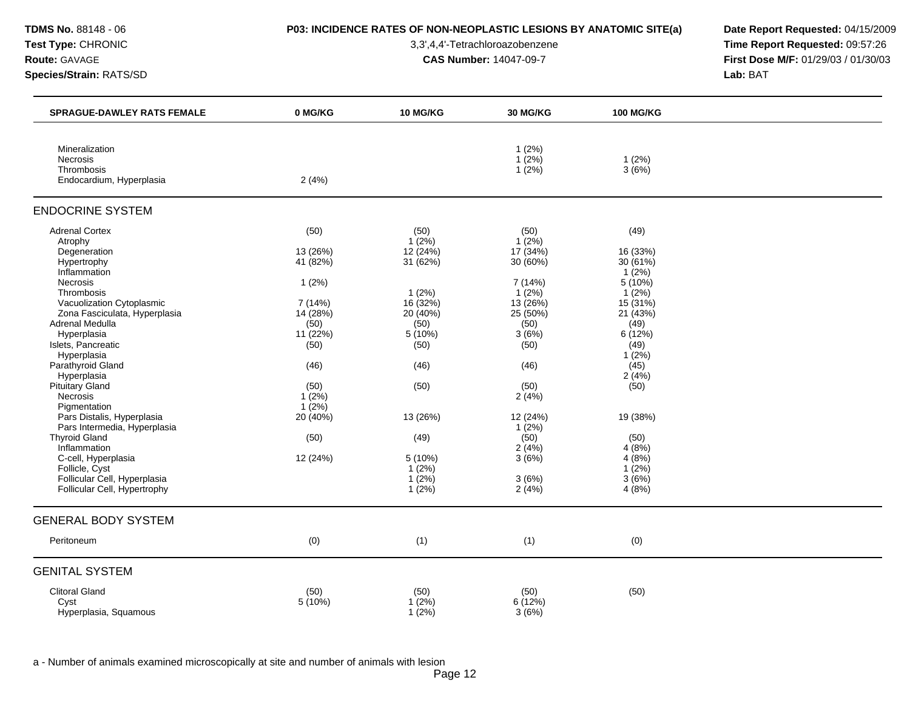**TDMS No.** 88148 - 06
**Test Type:** CHRONIC
**Route:** GAVAGE
**Species/Strain:** RATS/SD

**P03: INCIDENCE RATES OF NON-NEOPLASTIC LESIONS BY ANATOMIC SITE(a)**
3,3',4,4'-Tetrachloroazobenzene
**CAS Number:** 14047-09-7

**Date Report Requested:** 04/15/2009
**Time Report Requested:** 09:57:26
**First Dose M/F:** 01/29/03 / 01/30/03
**Lab:** BAT

| SPRAGUE-DAWLEY RATS FEMALE | 0 MG/KG | 10 MG/KG | 30 MG/KG | 100 MG/KG |
|---|---|---|---|---|
| Mineralization | | | 1 (2%) | |
| Necrosis | | | 1 (2%) | 1 (2%) |
| Thrombosis | | | 1 (2%) | 3 (6%) |
| Endocardium, Hyperplasia | 2 (4%) | | | |
| **ENDOCRINE SYSTEM** | | | | |
| Adrenal Cortex | (50) | (50) | (50) | (49) |
| Atrophy | | 1 (2%) | 1 (2%) | |
| Degeneration | 13 (26%) | 12 (24%) | 17 (34%) | 16 (33%) |
| Hypertrophy | 41 (82%) | 31 (62%) | 30 (60%) | 30 (61%) |
| Inflammation | | | | 1 (2%) |
| Necrosis | 1 (2%) | | 7 (14%) | 5 (10%) |
| Thrombosis | | 1 (2%) | 1 (2%) | 1 (2%) |
| Vacuolization Cytoplasmic | 7 (14%) | 16 (32%) | 13 (26%) | 15 (31%) |
| Zona Fasciculata, Hyperplasia | 14 (28%) | 20 (40%) | 25 (50%) | 21 (43%) |
| Adrenal Medulla | (50) | (50) | (50) | (49) |
| Hyperplasia | 11 (22%) | 5 (10%) | 3 (6%) | 6 (12%) |
| Islets, Pancreatic | (50) | (50) | (50) | (49) |
| Hyperplasia | | | | 1 (2%) |
| Parathyroid Gland | (46) | (46) | (46) | (45) |
| Hyperplasia | | | | 2 (4%) |
| Pituitary Gland | (50) | (50) | (50) | (50) |
| Necrosis | 1 (2%) | | 2 (4%) | |
| Pigmentation | 1 (2%) | | | |
| Pars Distalis, Hyperplasia | 20 (40%) | 13 (26%) | 12 (24%) | 19 (38%) |
| Pars Intermedia, Hyperplasia | | | 1 (2%) | |
| Thyroid Gland | (50) | (49) | (50) | (50) |
| Inflammation | | | 2 (4%) | 4 (8%) |
| C-cell, Hyperplasia | 12 (24%) | 5 (10%) | 3 (6%) | 4 (8%) |
| Follicle, Cyst | | 1 (2%) | | 1 (2%) |
| Follicular Cell, Hyperplasia | | 1 (2%) | 3 (6%) | 3 (6%) |
| Follicular Cell, Hypertrophy | | 1 (2%) | 2 (4%) | 4 (8%) |
| **GENERAL BODY SYSTEM** | | | | |
| Peritoneum | (0) | (1) | (1) | (0) |
| **GENITAL SYSTEM** | | | | |
| Clitoral Gland | (50) | (50) | (50) | (50) |
| Cyst | 5 (10%) | 1 (2%) | 6 (12%) | |
| Hyperplasia, Squamous | | 1 (2%) | 3 (6%) | |

a - Number of animals examined microscopically at site and number of animals with lesion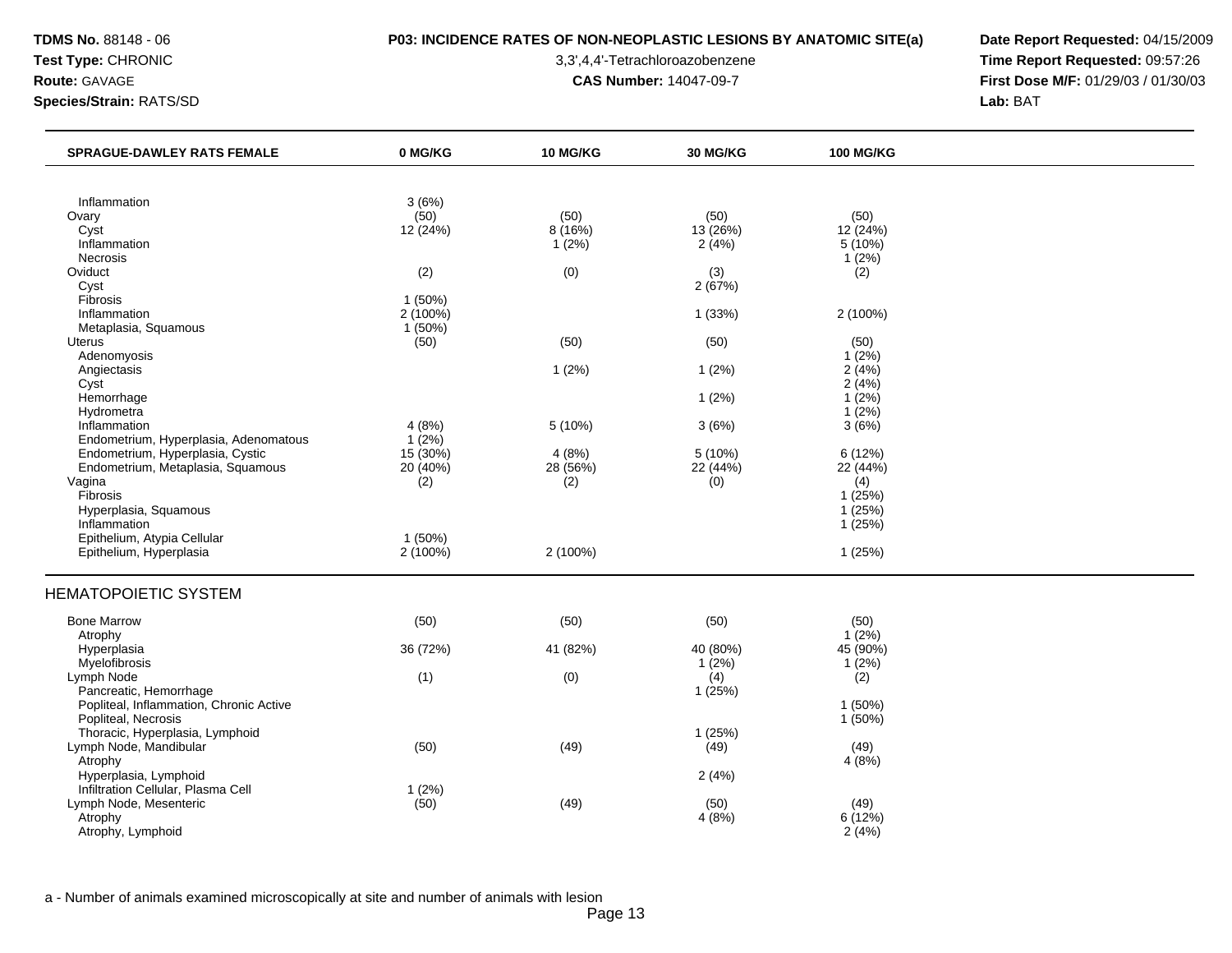**TDMS No.** 88148 - 06
**Test Type:** CHRONIC
**Route:** GAVAGE
**Species/Strain:** RATS/SD

**P03: INCIDENCE RATES OF NON-NEOPLASTIC LESIONS BY ANATOMIC SITE(a)**
3,3',4,4'-Tetrachloroazobenzene
**CAS Number:** 14047-09-7

**Date Report Requested:** 04/15/2009
**Time Report Requested:** 09:57:26
**First Dose M/F:** 01/29/03 / 01/30/03
**Lab:** BAT

| SPRAGUE-DAWLEY RATS FEMALE | 0 MG/KG | 10 MG/KG | 30 MG/KG | 100 MG/KG |
|---|---|---|---|---|
| Inflammation | 3 (6%) | | | |
| Ovary | (50) | (50) | (50) | (50) |
| Cyst | 12 (24%) | 8 (16%) | 13 (26%) | 12 (24%) |
| Inflammation | | 1 (2%) | 2 (4%) | 5 (10%) |
| Necrosis | | | | 1 (2%) |
| Oviduct | (2) | (0) | (3) | (2) |
| Cyst | | | 2 (67%) | |
| Fibrosis | 1 (50%) | | | |
| Inflammation | 2 (100%) | | 1 (33%) | 2 (100%) |
| Metaplasia, Squamous | 1 (50%) | | | |
| Uterus | (50) | (50) | (50) | (50) |
| Adenomyosis | | | | 1 (2%) |
| Angiectasis | | 1 (2%) | 1 (2%) | 2 (4%) |
| Cyst | | | | 2 (4%) |
| Hemorrhage | | | 1 (2%) | 1 (2%) |
| Hydrometra | | | | 1 (2%) |
| Inflammation | 4 (8%) | 5 (10%) | 3 (6%) | 3 (6%) |
| Endometrium, Hyperplasia, Adenomatous | 1 (2%) | | | |
| Endometrium, Hyperplasia, Cystic | 15 (30%) | 4 (8%) | 5 (10%) | 6 (12%) |
| Endometrium, Metaplasia, Squamous | 20 (40%) | 28 (56%) | 22 (44%) | 22 (44%) |
| Vagina | (2) | (2) | (0) | (4) |
| Fibrosis | | | | 1 (25%) |
| Hyperplasia, Squamous | | | | 1 (25%) |
| Inflammation | | | | 1 (25%) |
| Epithelium, Atypia Cellular | 1 (50%) | | | |
| Epithelium, Hyperplasia | 2 (100%) | 2 (100%) | | 1 (25%) |

## HEMATOPOIETIC SYSTEM

| SPRAGUE-DAWLEY RATS FEMALE | 0 MG/KG | 10 MG/KG | 30 MG/KG | 100 MG/KG |
|---|---|---|---|---|
| Bone Marrow | (50) | (50) | (50) | (50) |
| Atrophy | | | | 1 (2%) |
| Hyperplasia | 36 (72%) | 41 (82%) | 40 (80%) | 45 (90%) |
| Myelofibrosis | | | 1 (2%) | 1 (2%) |
| Lymph Node | (1) | (0) | (4) | (2) |
| Pancreatic, Hemorrhage | | | 1 (25%) | |
| Popliteal, Inflammation, Chronic Active | | | | 1 (50%) |
| Popliteal, Necrosis | | | | 1 (50%) |
| Thoracic, Hyperplasia, Lymphoid | | | 1 (25%) | |
| Lymph Node, Mandibular | (50) | (49) | (49) | (49) |
| Atrophy | | | | 4 (8%) |
| Hyperplasia, Lymphoid | | | 2 (4%) | |
| Infiltration Cellular, Plasma Cell | 1 (2%) | | | |
| Lymph Node, Mesenteric | (50) | (49) | (50) | (49) |
| Atrophy | | | 4 (8%) | 6 (12%) |
| Atrophy, Lymphoid | | | | 2 (4%) |

a - Number of animals examined microscopically at site and number of animals with lesion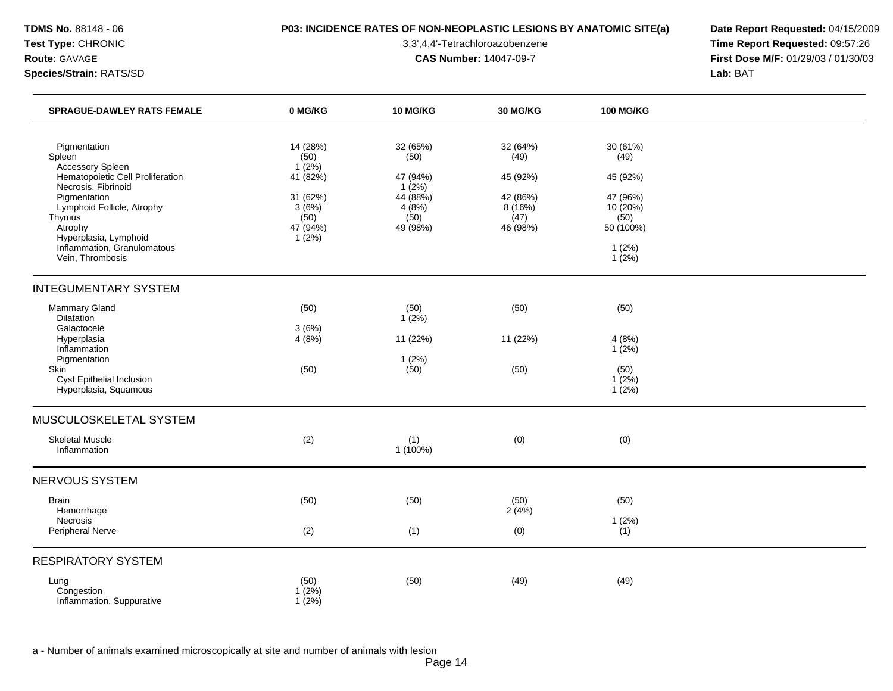**TDMS No.** 88148 - 06
**Test Type:** CHRONIC
**Route:** GAVAGE
**Species/Strain:** RATS/SD

**P03: INCIDENCE RATES OF NON-NEOPLASTIC LESIONS BY ANATOMIC SITE(a)**

3,3',4,4'-Tetrachloroazobenzene

**CAS Number:** 14047-09-7

**Date Report Requested:** 04/15/2009
**Time Report Requested:** 09:57:26
**First Dose M/F:** 01/29/03 / 01/30/03
**Lab:** BAT

| SPRAGUE-DAWLEY RATS FEMALE | 0 MG/KG | 10 MG/KG | 30 MG/KG | 100 MG/KG |
|---|---|---|---|---|
| Pigmentation | 14 (28%) | 32 (65%) | 32 (64%) | 30 (61%) |
| Spleen | (50) | (50) | (49) | (49) |
| Accessory Spleen | 1 (2%) | | | |
| Hematopoietic Cell Proliferation | 41 (82%) | 47 (94%) | 45 (92%) | 45 (92%) |
| Necrosis, Fibrinoid | | 1 (2%) | | |
| Pigmentation | 31 (62%) | 44 (88%) | 42 (86%) | 47 (96%) |
| Lymphoid Follicle, Atrophy | 3 (6%) | 4 (8%) | 8 (16%) | 10 (20%) |
| Thymus | (50) | (50) | (47) | (50) |
| Atrophy | 47 (94%) | 49 (98%) | 46 (98%) | 50 (100%) |
| Hyperplasia, Lymphoid | 1 (2%) | | | |
| Inflammation, Granulomatous | | | | 1 (2%) |
| Vein, Thrombosis | | | | 1 (2%) |
| **INTEGUMENTARY SYSTEM** | | | | |
| Mammary Gland | (50) | (50) | (50) | (50) |
| Dilatation | | 1 (2%) | | |
| Galactocele | 3 (6%) | | | |
| Hyperplasia | 4 (8%) | 11 (22%) | 11 (22%) | 4 (8%) |
| Inflammation | | | | 1 (2%) |
| Pigmentation | | 1 (2%) | | |
| Skin | (50) | (50) | (50) | (50) |
| Cyst Epithelial Inclusion | | | | 1 (2%) |
| Hyperplasia, Squamous | | | | 1 (2%) |
| **MUSCULOSKELETAL SYSTEM** | | | | |
| Skeletal Muscle | (2) | (1) | (0) | (0) |
| Inflammation | | 1 (100%) | | |
| **NERVOUS SYSTEM** | | | | |
| Brain | (50) | (50) | (50) | (50) |
| Hemorrhage | | | 2 (4%) | |
| Necrosis | | | | 1 (2%) |
| Peripheral Nerve | (2) | (1) | (0) | (1) |
| **RESPIRATORY SYSTEM** | | | | |
| Lung | (50) | (50) | (49) | (49) |
| Congestion | 1 (2%) | | | |
| Inflammation, Suppurative | 1 (2%) | | | |

a - Number of animals examined microscopically at site and number of animals with lesion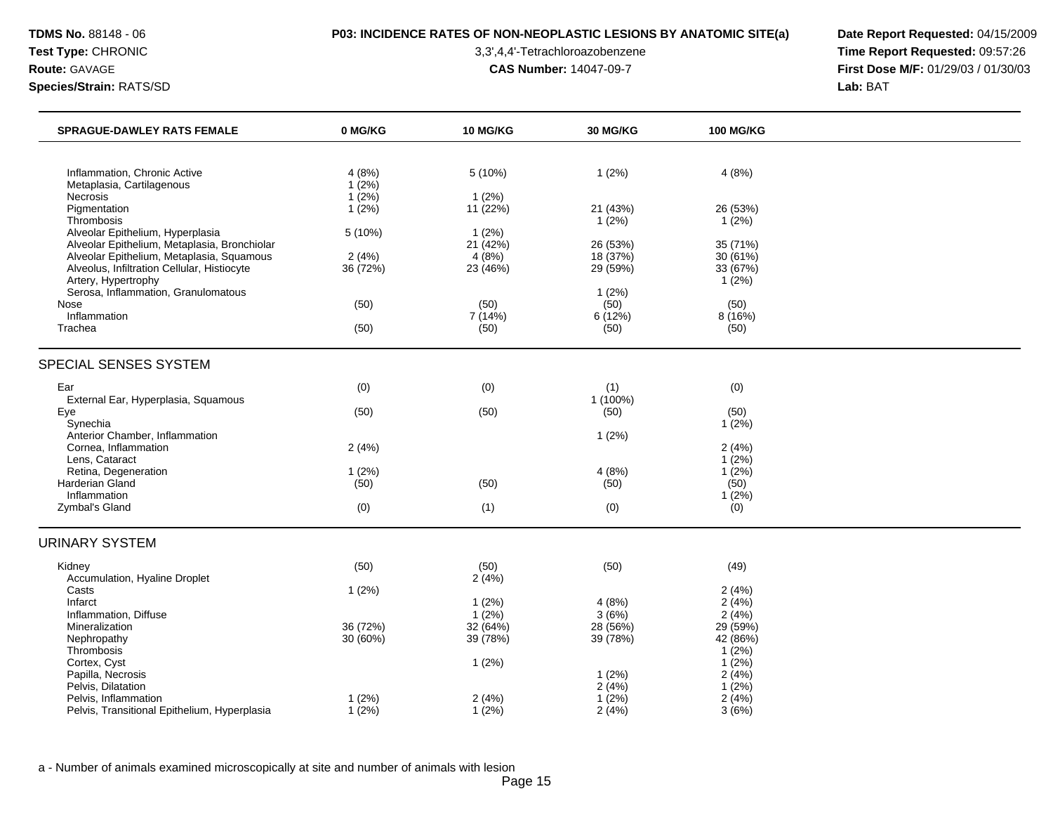| SPRAGUE-DAWLEY RATS FEMALE | 0 MG/KG | 10 MG/KG | 30 MG/KG | 100 MG/KG |
|---|---|---|---|---|
| Inflammation, Chronic Active | 4 (8%) | 5 (10%) | 1 (2%) | 4 (8%) |
| Metaplasia, Cartilagenous | 1 (2%) | | | |
| Necrosis | 1 (2%) | 1 (2%) | | |
| Pigmentation | 1 (2%) | 11 (22%) | 21 (43%) | 26 (53%) |
| Thrombosis | | | 1 (2%) | 1 (2%) |
| Alveolar Epithelium, Hyperplasia | 5 (10%) | 1 (2%) | | |
| Alveolar Epithelium, Metaplasia, Bronchiolar | | 21 (42%) | 26 (53%) | 35 (71%) |
| Alveolar Epithelium, Metaplasia, Squamous | 2 (4%) | 4 (8%) | 18 (37%) | 30 (61%) |
| Alveolus, Infiltration Cellular, Histiocyte | 36 (72%) | 23 (46%) | 29 (59%) | 33 (67%) |
| Artery, Hypertrophy | | | | 1 (2%) |
| Serosa, Inflammation, Granulomatous | | | 1 (2%) | |
| Nose | (50) | (50) | (50) | (50) |
| Inflammation | | 7 (14%) | 6 (12%) | 8 (16%) |
| Trachea | (50) | (50) | (50) | (50) |

## SPECIAL SENSES SYSTEM

| | 0 MG/KG | 10 MG/KG | 30 MG/KG | 100 MG/KG |
|---|---|---|---|---|
| Ear | (0) | (0) | (1) | (0) |
| External Ear, Hyperplasia, Squamous | | | 1 (100%) | |
| Eye | (50) | (50) | (50) | (50) |
| Synechia | | | | 1 (2%) |
| Anterior Chamber, Inflammation | | | 1 (2%) | |
| Cornea, Inflammation | 2 (4%) | | | 2 (4%) |
| Lens, Cataract | | | | 1 (2%) |
| Retina, Degeneration | 1 (2%) | | 4 (8%) | 1 (2%) |
| Harderian Gland | (50) | (50) | (50) | (50) |
| Inflammation | | | | 1 (2%) |
| Zymbal's Gland | (0) | (1) | (0) | (0) |

## URINARY SYSTEM

| | 0 MG/KG | 10 MG/KG | 30 MG/KG | 100 MG/KG |
|---|---|---|---|---|
| Kidney | (50) | (50) | (50) | (49) |
| Accumulation, Hyaline Droplet | | 2 (4%) | | |
| Casts | 1 (2%) | | | 2 (4%) |
| Infarct | | 1 (2%) | 4 (8%) | 2 (4%) |
| Inflammation, Diffuse | | 1 (2%) | 3 (6%) | 2 (4%) |
| Mineralization | 36 (72%) | 32 (64%) | 28 (56%) | 29 (59%) |
| Nephropathy | 30 (60%) | 39 (78%) | 39 (78%) | 42 (86%) |
| Thrombosis | | | | 1 (2%) |
| Cortex, Cyst | | 1 (2%) | | 1 (2%) |
| Papilla, Necrosis | | | 1 (2%) | 2 (4%) |
| Pelvis, Dilatation | | | 2 (4%) | 1 (2%) |
| Pelvis, Inflammation | 1 (2%) | 2 (4%) | 1 (2%) | 2 (4%) |
| Pelvis, Transitional Epithelium, Hyperplasia | 1 (2%) | 1 (2%) | 2 (4%) | 3 (6%) |

a - Number of animals examined microscopically at site and number of animals with lesion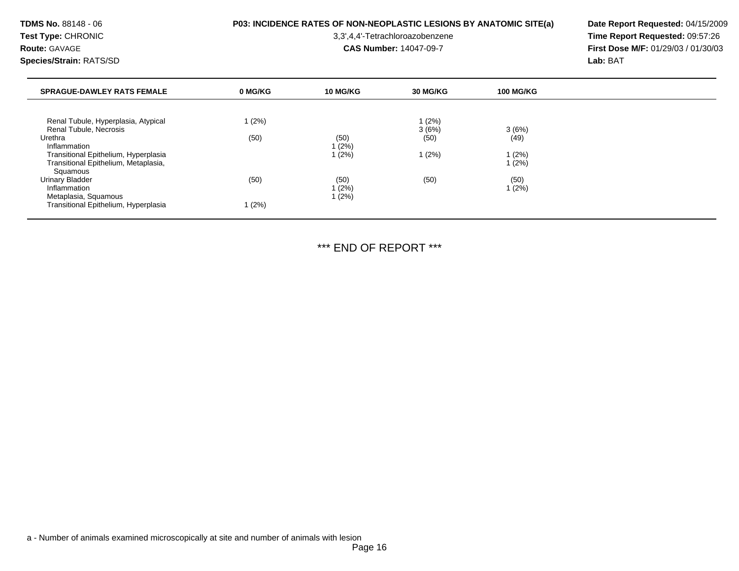**TDMS No.** 88148 - 06
**Test Type:** CHRONIC
**Route:** GAVAGE
**Species/Strain:** RATS/SD

**P03: INCIDENCE RATES OF NON-NEOPLASTIC LESIONS BY ANATOMIC SITE(a)**
3,3',4,4'-Tetrachloroazobenzene
**CAS Number:** 14047-09-7

**Date Report Requested:** 04/15/2009
**Time Report Requested:** 09:57:26
**First Dose M/F:** 01/29/03 / 01/30/03
**Lab:** BAT

| SPRAGUE-DAWLEY RATS FEMALE | 0 MG/KG | 10 MG/KG | 30 MG/KG | 100 MG/KG |
|---|---|---|---|---|
| Renal Tubule, Hyperplasia, Atypical | 1 (2%) | | 1 (2%) | |
| Renal Tubule, Necrosis | | | 3 (6%) | 3 (6%) |
| Urethra | (50) | (50) | (50) | (49) |
| Inflammation | | 1 (2%) | | |
| Transitional Epithelium, Hyperplasia | | 1 (2%) | 1 (2%) | 1 (2%) |
| Transitional Epithelium, Metaplasia, Squamous | | | | 1 (2%) |
| Urinary Bladder | (50) | (50) | (50) | (50) |
| Inflammation | | 1 (2%) | | 1 (2%) |
| Metaplasia, Squamous | | 1 (2%) | | |
| Transitional Epithelium, Hyperplasia | 1 (2%) | | | |

*** END OF REPORT ***

a - Number of animals examined microscopically at site and number of animals with lesion